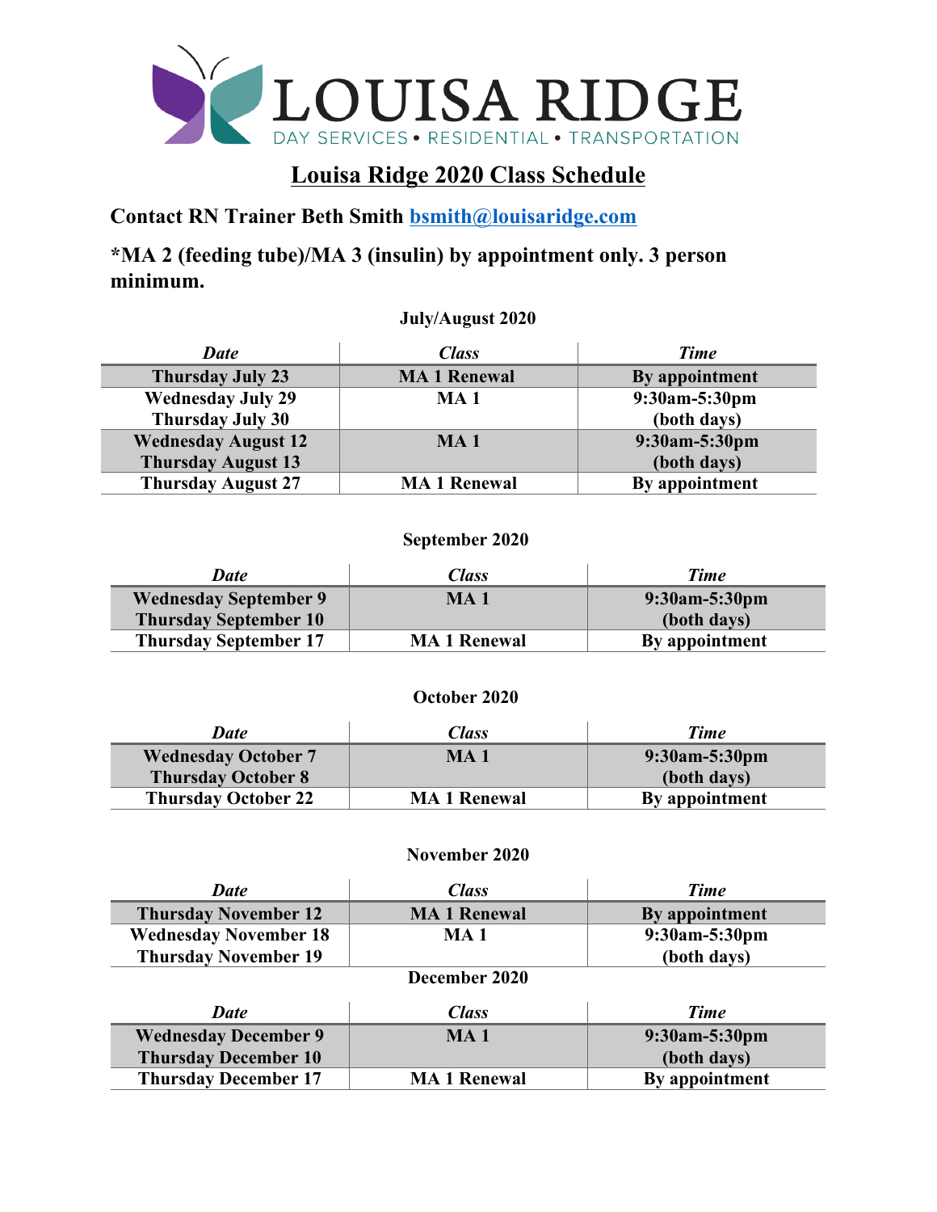LOUISA RIDGE

DAY SERVICES • RESIDENTIAL • TRANSPORTATION

# Louisa Ridge 2020 Class Schedule

**Contact RN Trainer Beth Smith [bsmith@louisaridge.com](mailto:bsmith@louisaridge.com)**

**\*MA 2 (feeding tube)/MA 3 (insulin) by appointment only. 3 person minimum.**

### July/August 2020

| *Date* | *Class* | *Time* |
|---|---|---|
| Thursday July 23 | MA 1 Renewal | By appointment |
| Wednesday July 29<br>Thursday July 30 | MA 1 | 9:30am-5:30pm<br>(both days) |
| Wednesday August 12<br>Thursday August 13 | MA 1 | 9:30am-5:30pm<br>(both days) |
| Thursday August 27 | MA 1 Renewal | By appointment |

### September 2020

| *Date* | *Class* | *Time* |
|---|---|---|
| Wednesday September 9<br>Thursday September 10 | MA 1 | 9:30am-5:30pm<br>(both days) |
| Thursday September 17 | MA 1 Renewal | By appointment |

### October 2020

| *Date* | *Class* | *Time* |
|---|---|---|
| Wednesday October 7<br>Thursday October 8 | MA 1 | 9:30am-5:30pm<br>(both days) |
| Thursday October 22 | MA 1 Renewal | By appointment |

### November 2020

| *Date* | *Class* | *Time* |
|---|---|---|
| Thursday November 12 | MA 1 Renewal | By appointment |
| Wednesday November 18<br>Thursday November 19 | MA 1 | 9:30am-5:30pm<br>(both days) |

### December 2020

| *Date* | *Class* | *Time* |
|---|---|---|
| Wednesday December 9<br>Thursday December 10 | MA 1 | 9:30am-5:30pm<br>(both days) |
| Thursday December 17 | MA 1 Renewal | By appointment |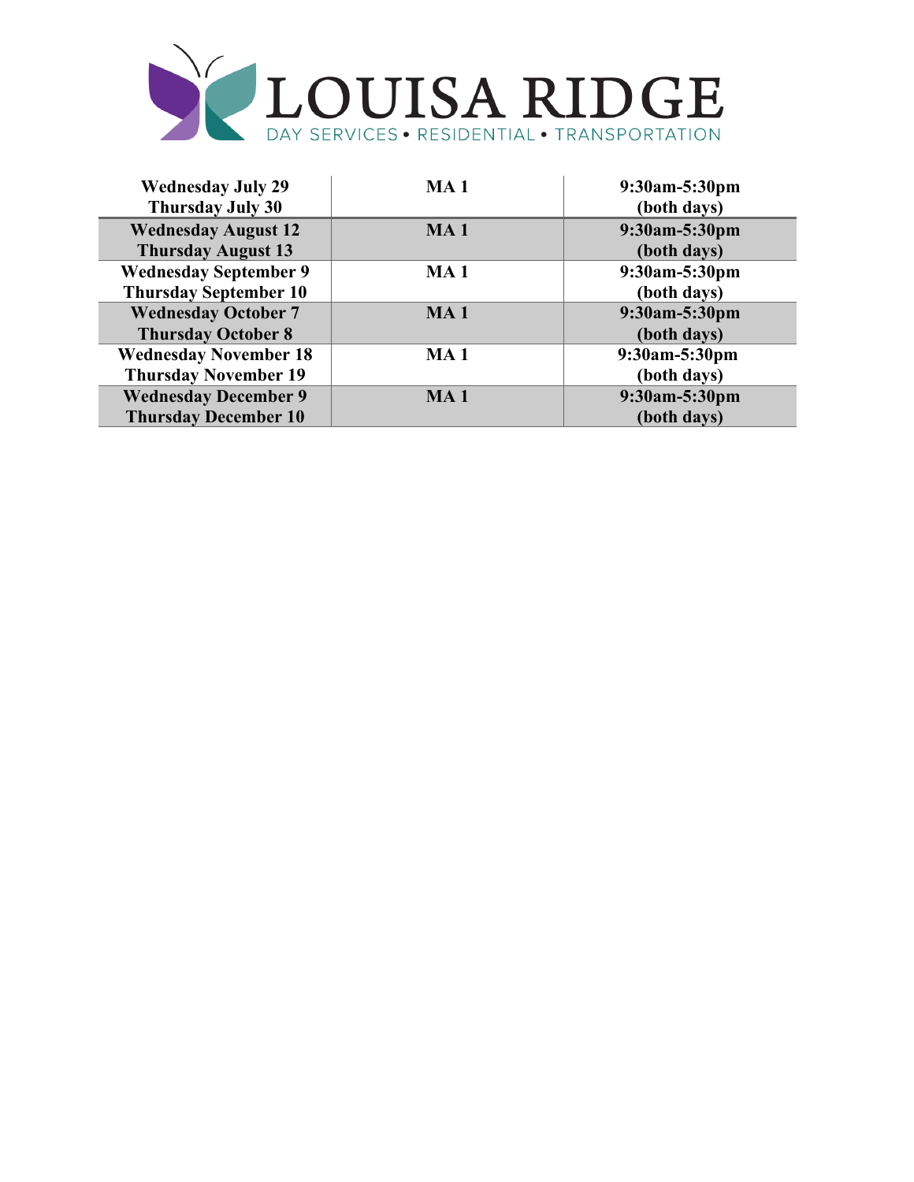LOUISA RIDGE

DAY SERVICES • RESIDENTIAL • TRANSPORTATION

| | | |
|---|---|---|
| **Wednesday July 29**<br>**Thursday July 30** | **MA 1** | **9:30am-5:30pm**<br>**(both days)** |
| **Wednesday August 12**<br>**Thursday August 13** | **MA 1** | **9:30am-5:30pm**<br>**(both days)** |
| **Wednesday September 9**<br>**Thursday September 10** | **MA 1** | **9:30am-5:30pm**<br>**(both days)** |
| **Wednesday October 7**<br>**Thursday October 8** | **MA 1** | **9:30am-5:30pm**<br>**(both days)** |
| **Wednesday November 18**<br>**Thursday November 19** | **MA 1** | **9:30am-5:30pm**<br>**(both days)** |
| **Wednesday December 9**<br>**Thursday December 10** | **MA 1** | **9:30am-5:30pm**<br>**(both days)** |